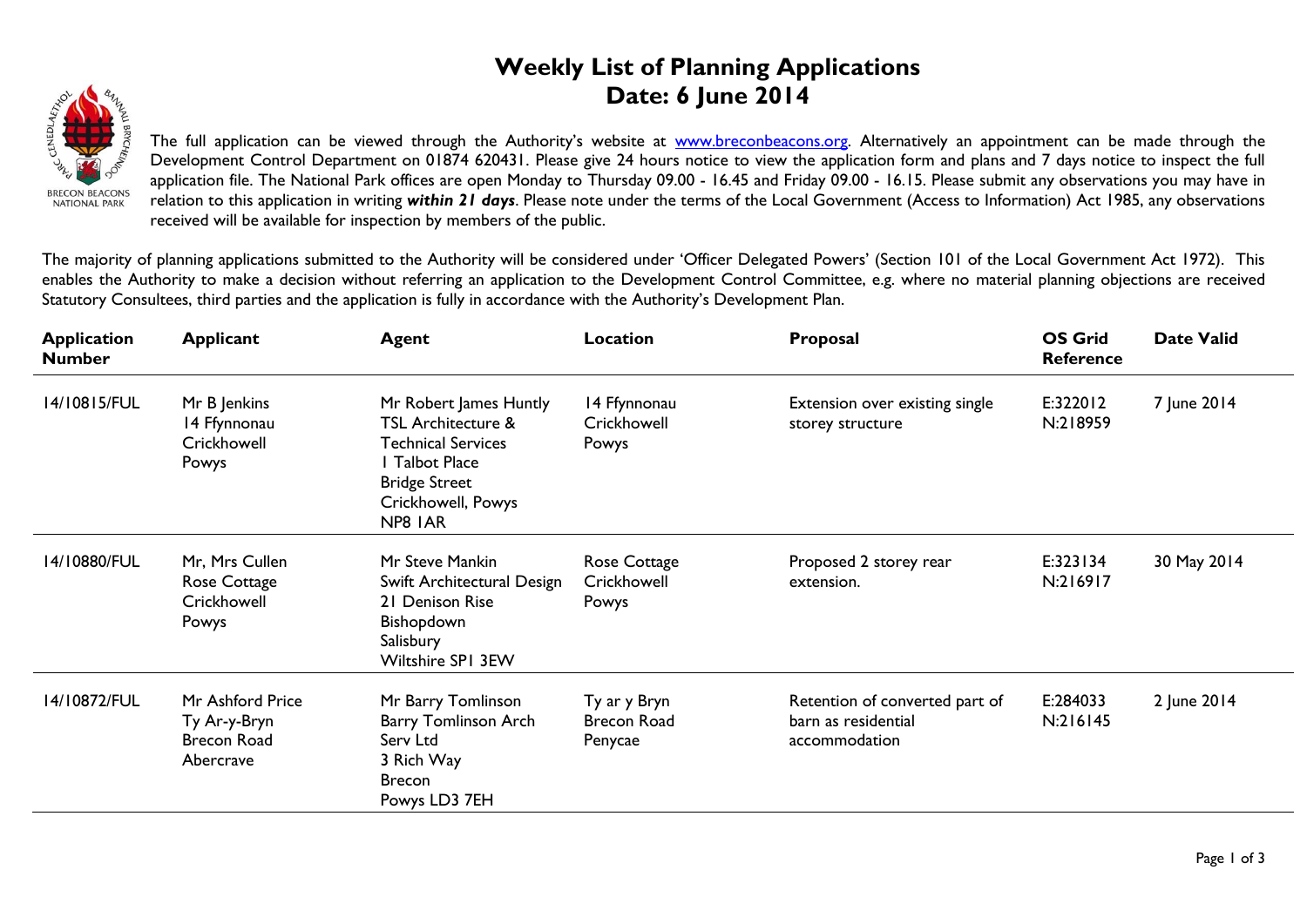# Weekly List of Planning Applications
# Date: 6 June 2014

The full application can be viewed through the Authority's website at [www.breconbeacons.org](www.breconbeacons.org). Alternatively an appointment can be made through the Development Control Department on 01874 620431. Please give 24 hours notice to view the application form and plans and 7 days notice to inspect the full application file. The National Park offices are open Monday to Thursday 09.00 - 16.45 and Friday 09.00 - 16.15. Please submit any observations you may have in relation to this application in writing ***within 21 days***. Please note under the terms of the Local Government (Access to Information) Act 1985, any observations received will be available for inspection by members of the public.

The majority of planning applications submitted to the Authority will be considered under 'Officer Delegated Powers' (Section 101 of the Local Government Act 1972). This enables the Authority to make a decision without referring an application to the Development Control Committee, e.g. where no material planning objections are received Statutory Consultees, third parties and the application is fully in accordance with the Authority's Development Plan.

| Application Number | Applicant | Agent | Location | Proposal | OS Grid Reference | Date Valid |
|---|---|---|---|---|---|---|
| 14/10815/FUL | Mr B Jenkins<br>14 Ffynnonau<br>Crickhowell<br>Powys | Mr Robert James Huntly<br>TSL Architecture & Technical Services<br>1 Talbot Place<br>Bridge Street<br>Crickhowell, Powys<br>NP8 1AR | 14 Ffynnonau<br>Crickhowell<br>Powys | Extension over existing single storey structure | E:322012<br>N:218959 | 7 June 2014 |
| 14/10880/FUL | Mr, Mrs Cullen<br>Rose Cottage<br>Crickhowell<br>Powys | Mr Steve Mankin<br>Swift Architectural Design<br>21 Denison Rise<br>Bishopdown<br>Salisbury<br>Wiltshire SP1 3EW | Rose Cottage<br>Crickhowell<br>Powys | Proposed 2 storey rear extension. | E:323134<br>N:216917 | 30 May 2014 |
| 14/10872/FUL | Mr Ashford Price<br>Ty Ar-y-Bryn<br>Brecon Road<br>Abercrave | Mr Barry Tomlinson<br>Barry Tomlinson Arch Serv Ltd<br>3 Rich Way<br>Brecon<br>Powys LD3 7EH | Ty ar y Bryn<br>Brecon Road<br>Penycae | Retention of converted part of barn as residential accommodation | E:284033<br>N:216145 | 2 June 2014 |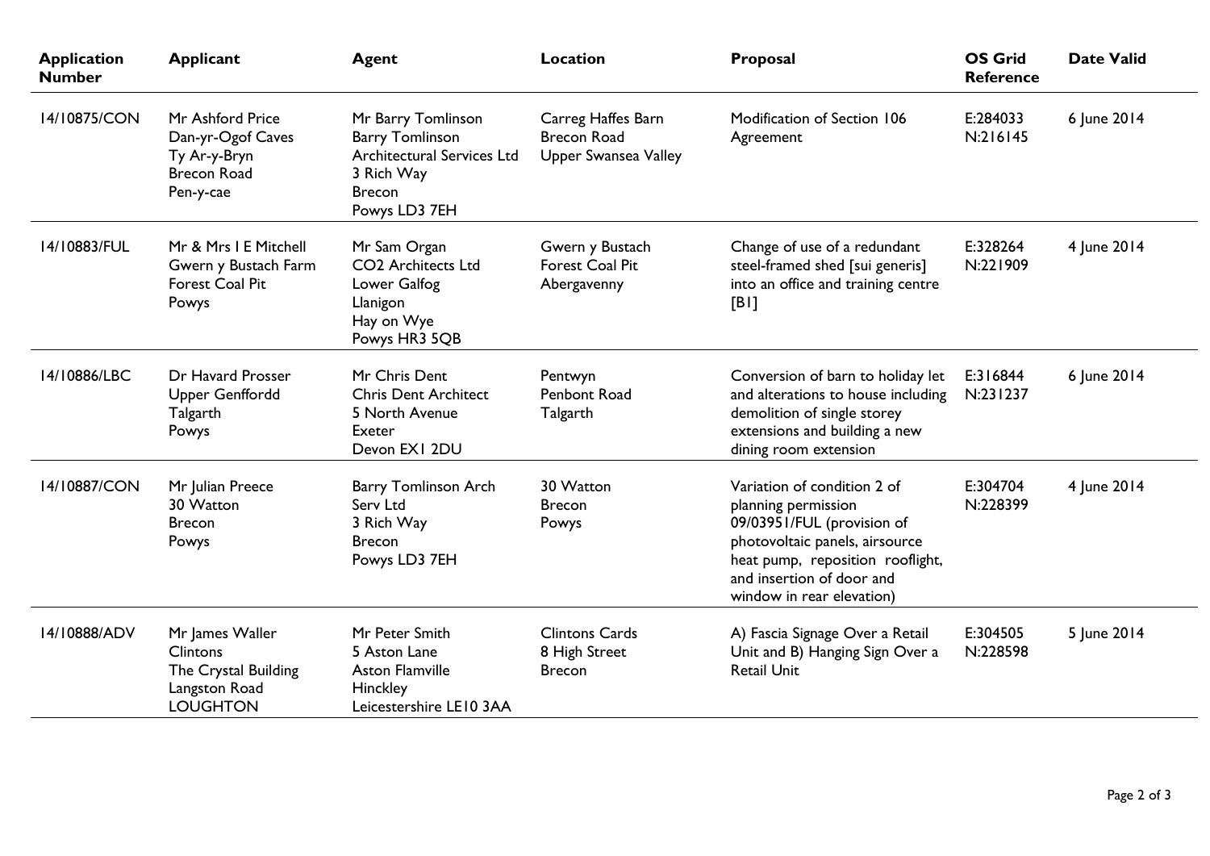| Application Number | Applicant | Agent | Location | Proposal | OS Grid Reference | Date Valid |
|---|---|---|---|---|---|---|
| 14/10875/CON | Mr Ashford Price<br>Dan-yr-Ogof Caves<br>Ty Ar-y-Bryn<br>Brecon Road<br>Pen-y-cae | Mr Barry Tomlinson<br>Barry Tomlinson Architectural Services Ltd<br>3 Rich Way<br>Brecon<br>Powys LD3 7EH | Carreg Haffes Barn<br>Brecon Road<br>Upper Swansea Valley | Modification of Section 106 Agreement | E:284033<br>N:216145 | 6 June 2014 |
| 14/10883/FUL | Mr & Mrs I E Mitchell<br>Gwern y Bustach Farm<br>Forest Coal Pit<br>Powys | Mr Sam Organ<br>CO2 Architects Ltd<br>Lower Galfog<br>Llanigon<br>Hay on Wye<br>Powys HR3 5QB | Gwern y Bustach<br>Forest Coal Pit<br>Abergavenny | Change of use of a redundant steel-framed shed [sui generis] into an office and training centre [B1] | E:328264<br>N:221909 | 4 June 2014 |
| 14/10886/LBC | Dr Havard Prosser<br>Upper Genffordd<br>Talgarth<br>Powys | Mr Chris Dent<br>Chris Dent Architect<br>5 North Avenue<br>Exeter<br>Devon EX1 2DU | Pentwyn<br>Penbont Road<br>Talgarth | Conversion of barn to holiday let and alterations to house including demolition of single storey extensions and building a new dining room extension | E:316844<br>N:231237 | 6 June 2014 |
| 14/10887/CON | Mr Julian Preece<br>30 Watton<br>Brecon<br>Powys | Barry Tomlinson Arch Serv Ltd<br>3 Rich Way<br>Brecon<br>Powys LD3 7EH | 30 Watton<br>Brecon<br>Powys | Variation of condition 2 of planning permission 09/03951/FUL (provision of photovoltaic panels, airsource heat pump, reposition rooflight, and insertion of door and window in rear elevation) | E:304704<br>N:228399 | 4 June 2014 |
| 14/10888/ADV | Mr James Waller<br>Clintons<br>The Crystal Building<br>Langston Road<br>LOUGHTON | Mr Peter Smith<br>5 Aston Lane<br>Aston Flamville<br>Hinckley<br>Leicestershire LE10 3AA | Clintons Cards<br>8 High Street<br>Brecon | A) Fascia Signage Over a Retail Unit and B) Hanging Sign Over a Retail Unit | E:304505<br>N:228598 | 5 June 2014 |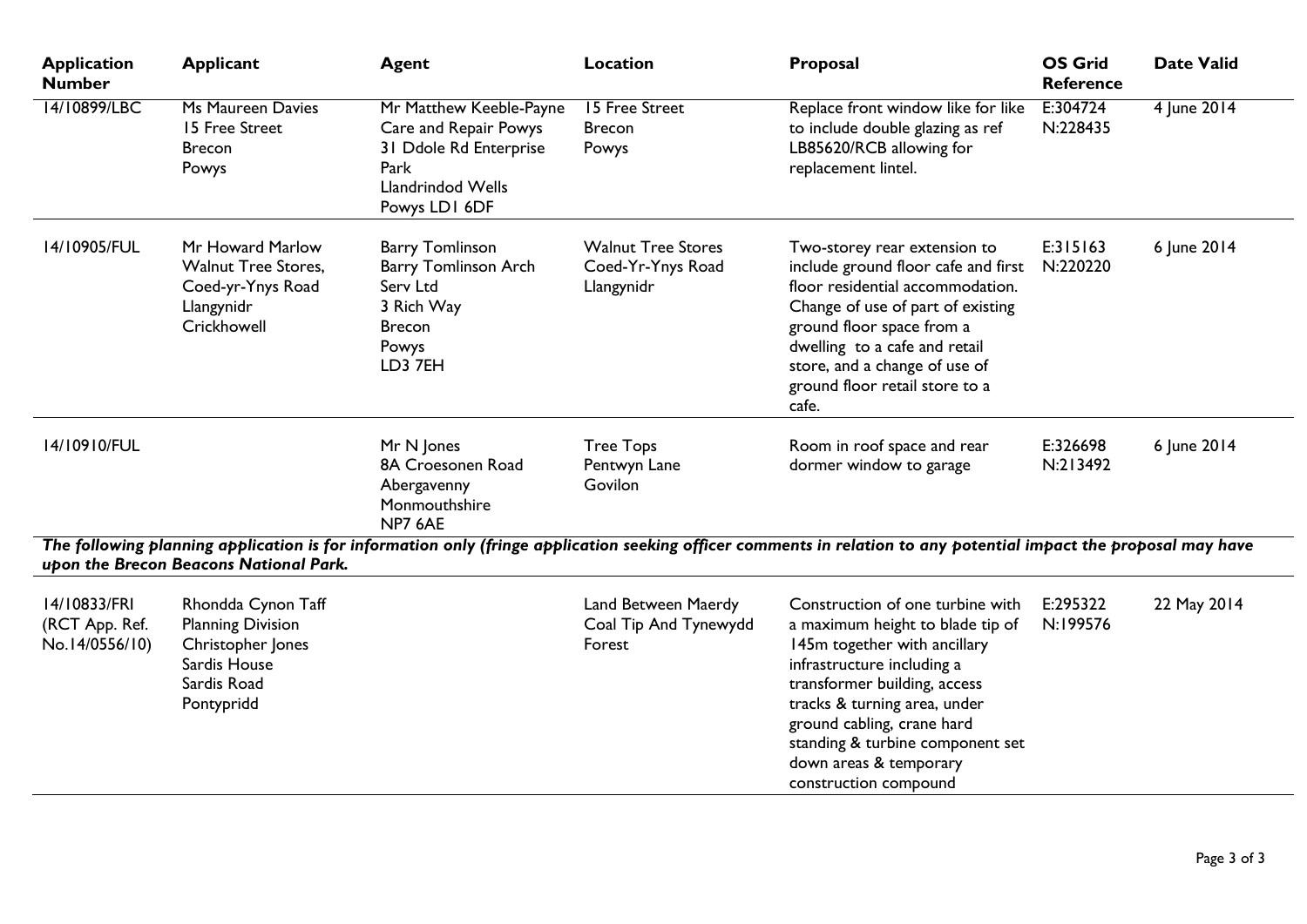| Application Number | Applicant | Agent | Location | Proposal | OS Grid Reference | Date Valid |
| --- | --- | --- | --- | --- | --- | --- |
| 14/10899/LBC | Ms Maureen Davies<br>15 Free Street<br>Brecon<br>Powys | Mr Matthew Keeble-Payne<br>Care and Repair Powys<br>31 Ddole Rd Enterprise Park<br>Llandrindod Wells<br>Powys LD1 6DF | 15 Free Street<br>Brecon<br>Powys | Replace front window like for like to include double glazing as ref LB85620/RCB allowing for replacement lintel. | E:304724<br>N:228435 | 4 June 2014 |
| 14/10905/FUL | Mr Howard Marlow<br>Walnut Tree Stores,<br>Coed-yr-Ynys Road<br>Llangynidr<br>Crickhowell | Barry Tomlinson<br>Barry Tomlinson Arch Serv Ltd<br>3 Rich Way<br>Brecon<br>Powys<br>LD3 7EH | Walnut Tree Stores<br>Coed-Yr-Ynys Road<br>Llangynidr | Two-storey rear extension to include ground floor cafe and first floor residential accommodation. Change of use of part of existing ground floor space from a dwelling to a cafe and retail store, and a change of use of ground floor retail store to a cafe. | E:315163<br>N:220220 | 6 June 2014 |
| 14/10910/FUL | | Mr N Jones<br>8A Croesonen Road<br>Abergavenny<br>Monmouthshire<br>NP7 6AE | Tree Tops<br>Pentwyn Lane<br>Govilon | Room in roof space and rear dormer window to garage | E:326698<br>N:213492 | 6 June 2014 |
| ***The following planning application is for information only (fringe application seeking officer comments in relation to any potential impact the proposal may have upon the Brecon Beacons National Park.*** | | | | | | |
| 14/10833/FRI<br>(RCT App. Ref. No.14/0556/10) | Rhondda Cynon Taff<br>Planning Division<br>Christopher Jones<br>Sardis House<br>Sardis Road<br>Pontypridd | | Land Between Maerdy Coal Tip And Tynewydd Forest | Construction of one turbine with a maximum height to blade tip of 145m together with ancillary infrastructure including a transformer building, access tracks & turning area, under ground cabling, crane hard standing & turbine component set down areas & temporary construction compound | E:295322<br>N:199576 | 22 May 2014 |